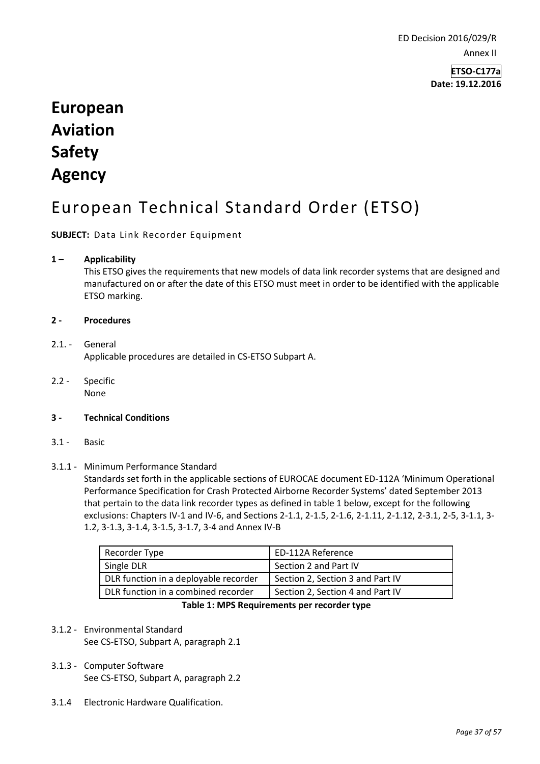ED Decision 2016/029/R

Annex II

**ETSO-C177a**
**Date: 19.12.2016**

# European Aviation Safety Agency

# European Technical Standard Order (ETSO)

**SUBJECT:** Data Link Recorder Equipment

**1 – Applicability**

This ETSO gives the requirements that new models of data link recorder systems that are designed and manufactured on or after the date of this ETSO must meet in order to be identified with the applicable ETSO marking.

**2 - Procedures**

2.1. - General

Applicable procedures are detailed in CS-ETSO Subpart A.

2.2 - Specific

None

**3 - Technical Conditions**

3.1 - Basic

3.1.1 - Minimum Performance Standard

Standards set forth in the applicable sections of EUROCAE document ED-112A 'Minimum Operational Performance Specification for Crash Protected Airborne Recorder Systems' dated September 2013 that pertain to the data link recorder types as defined in table 1 below, except for the following exclusions: Chapters IV-1 and IV-6, and Sections 2-1.1, 2-1.5, 2-1.6, 2-1.11, 2-1.12, 2-3.1, 2-5, 3-1.1, 3-1.2, 3-1.3, 3-1.4, 3-1.5, 3-1.7, 3-4 and Annex IV-B

| Recorder Type | ED-112A Reference |
|---|---|
| Single DLR | Section 2 and Part IV |
| DLR function in a deployable recorder | Section 2, Section 3 and Part IV |
| DLR function in a combined recorder | Section 2, Section 4 and Part IV |

**Table 1: MPS Requirements per recorder type**

3.1.2 - Environmental Standard

See CS-ETSO, Subpart A, paragraph 2.1

3.1.3 - Computer Software

See CS-ETSO, Subpart A, paragraph 2.2

3.1.4 Electronic Hardware Qualification.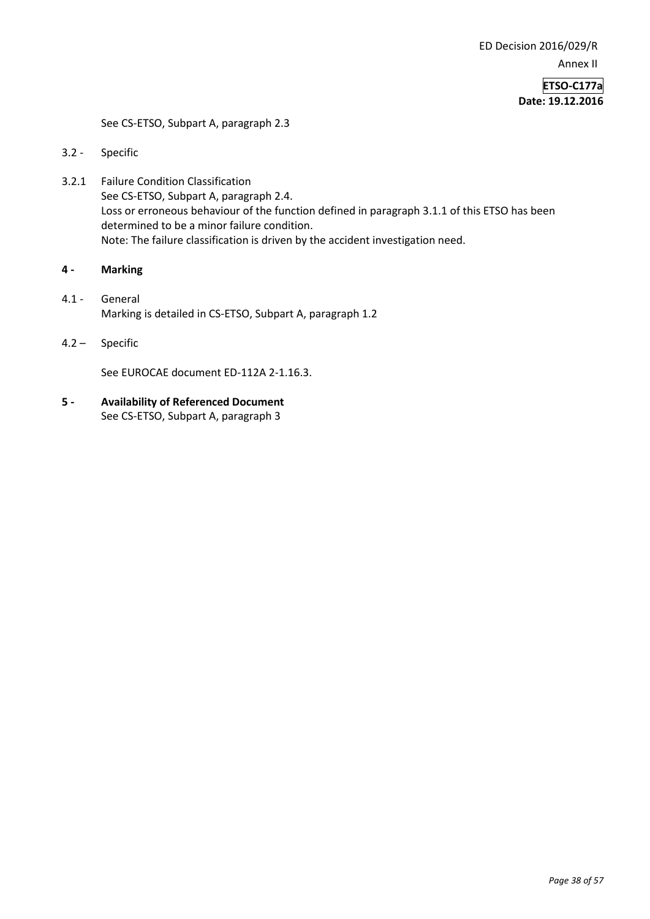See CS-ETSO, Subpart A, paragraph 2.3

3.2 - Specific

3.2.1 Failure Condition Classification
See CS-ETSO, Subpart A, paragraph 2.4.
Loss or erroneous behaviour of the function defined in paragraph 3.1.1 of this ETSO has been determined to be a minor failure condition.
Note: The failure classification is driven by the accident investigation need.

## 4 - Marking

4.1 - General
Marking is detailed in CS-ETSO, Subpart A, paragraph 1.2

4.2 – Specific

See EUROCAE document ED-112A 2-1.16.3.

## 5 - Availability of Referenced Document

See CS-ETSO, Subpart A, paragraph 3